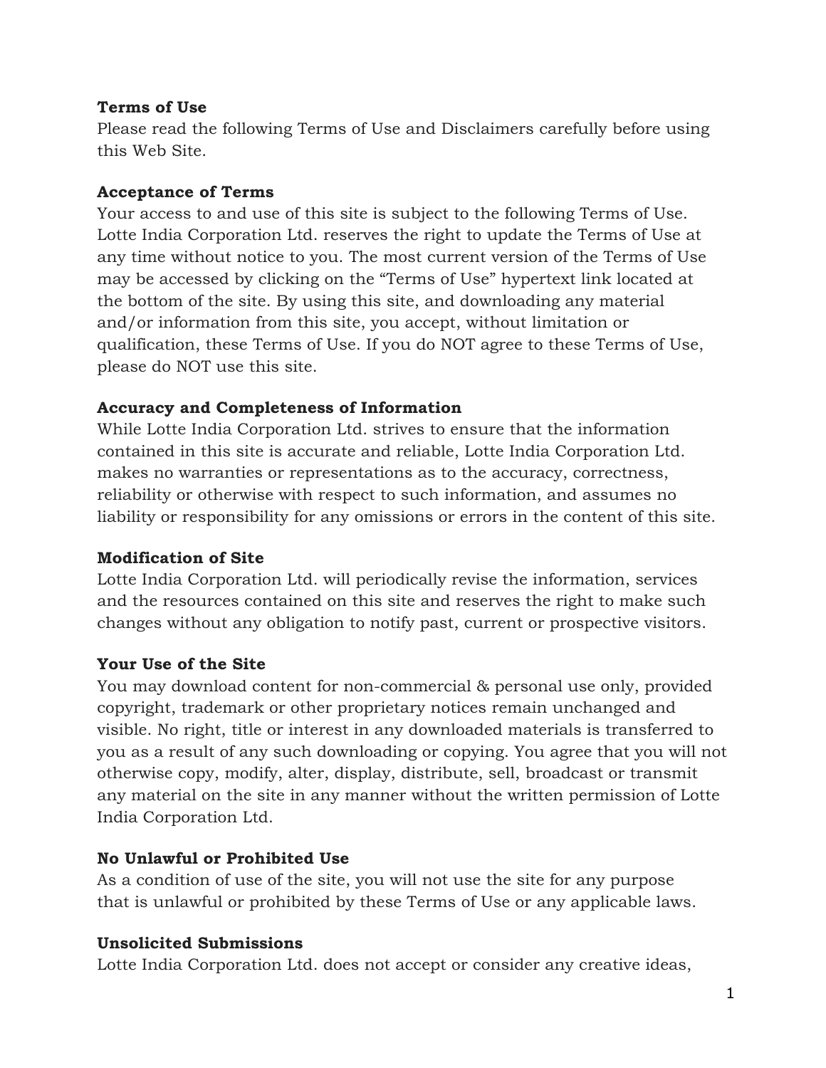# Terms of Use

Please read the following Terms of Use and Disclaimers carefully before using this Web Site.

## Acceptance of Terms

Your access to and use of this site is subject to the following Terms of Use. Lotte India Corporation Ltd. reserves the right to update the Terms of Use at any time without notice to you. The most current version of the Terms of Use may be accessed by clicking on the “Terms of Use” hypertext link located at the bottom of the site. By using this site, and downloading any material and/or information from this site, you accept, without limitation or qualification, these Terms of Use. If you do NOT agree to these Terms of Use, please do NOT use this site.

## Accuracy and Completeness of Information

While Lotte India Corporation Ltd. strives to ensure that the information contained in this site is accurate and reliable, Lotte India Corporation Ltd. makes no warranties or representations as to the accuracy, correctness, reliability or otherwise with respect to such information, and assumes no liability or responsibility for any omissions or errors in the content of this site.

## Modification of Site

Lotte India Corporation Ltd. will periodically revise the information, services and the resources contained on this site and reserves the right to make such changes without any obligation to notify past, current or prospective visitors.

## Your Use of the Site

You may download content for non-commercial & personal use only, provided copyright, trademark or other proprietary notices remain unchanged and visible. No right, title or interest in any downloaded materials is transferred to you as a result of any such downloading or copying. You agree that you will not otherwise copy, modify, alter, display, distribute, sell, broadcast or transmit any material on the site in any manner without the written permission of Lotte India Corporation Ltd.

## No Unlawful or Prohibited Use

As a condition of use of the site, you will not use the site for any purpose that is unlawful or prohibited by these Terms of Use or any applicable laws.

## Unsolicited Submissions

Lotte India Corporation Ltd. does not accept or consider any creative ideas,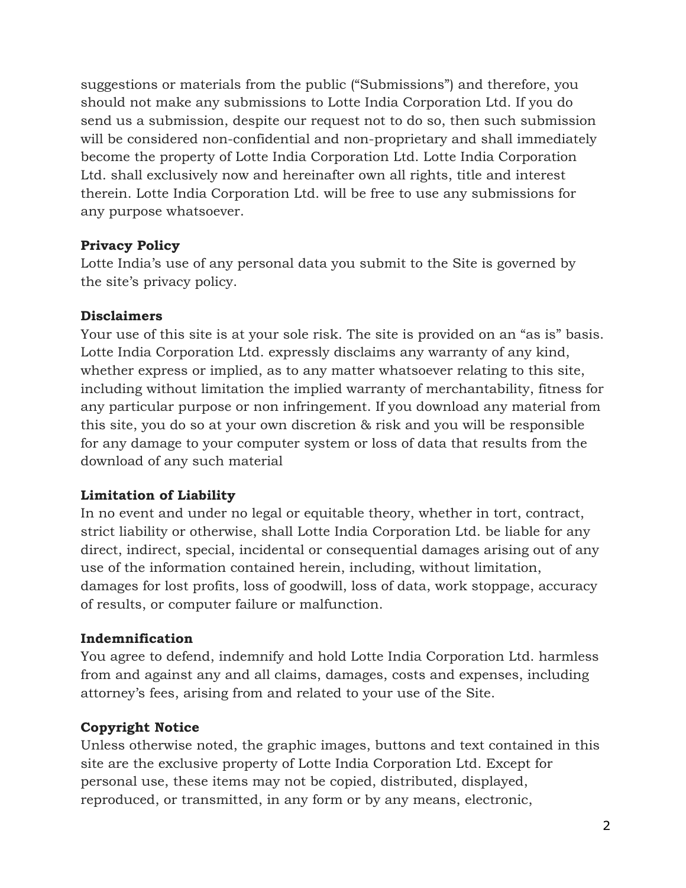suggestions or materials from the public ("Submissions") and therefore, you should not make any submissions to Lotte India Corporation Ltd. If you do send us a submission, despite our request not to do so, then such submission will be considered non-confidential and non-proprietary and shall immediately become the property of Lotte India Corporation Ltd. Lotte India Corporation Ltd. shall exclusively now and hereinafter own all rights, title and interest therein. Lotte India Corporation Ltd. will be free to use any submissions for any purpose whatsoever.

**Privacy Policy**

Lotte India's use of any personal data you submit to the Site is governed by the site's privacy policy.

**Disclaimers**

Your use of this site is at your sole risk. The site is provided on an "as is" basis. Lotte India Corporation Ltd. expressly disclaims any warranty of any kind, whether express or implied, as to any matter whatsoever relating to this site, including without limitation the implied warranty of merchantability, fitness for any particular purpose or non infringement. If you download any material from this site, you do so at your own discretion & risk and you will be responsible for any damage to your computer system or loss of data that results from the download of any such material

**Limitation of Liability**

In no event and under no legal or equitable theory, whether in tort, contract, strict liability or otherwise, shall Lotte India Corporation Ltd. be liable for any direct, indirect, special, incidental or consequential damages arising out of any use of the information contained herein, including, without limitation, damages for lost profits, loss of goodwill, loss of data, work stoppage, accuracy of results, or computer failure or malfunction.

**Indemnification**

You agree to defend, indemnify and hold Lotte India Corporation Ltd. harmless from and against any and all claims, damages, costs and expenses, including attorney's fees, arising from and related to your use of the Site.

**Copyright Notice**

Unless otherwise noted, the graphic images, buttons and text contained in this site are the exclusive property of Lotte India Corporation Ltd. Except for personal use, these items may not be copied, distributed, displayed, reproduced, or transmitted, in any form or by any means, electronic,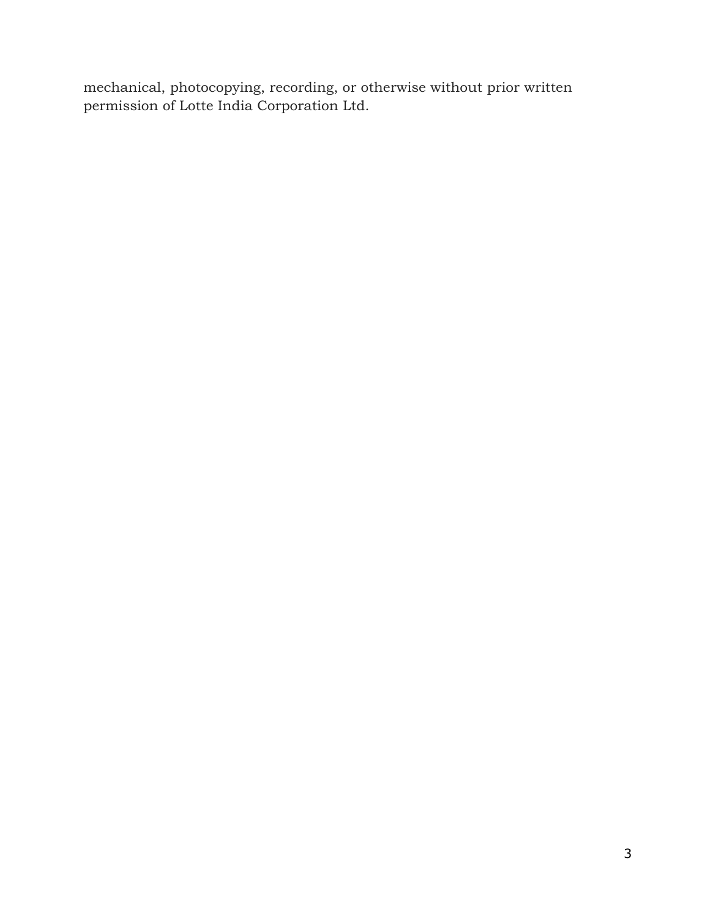mechanical, photocopying, recording, or otherwise without prior written permission of Lotte India Corporation Ltd.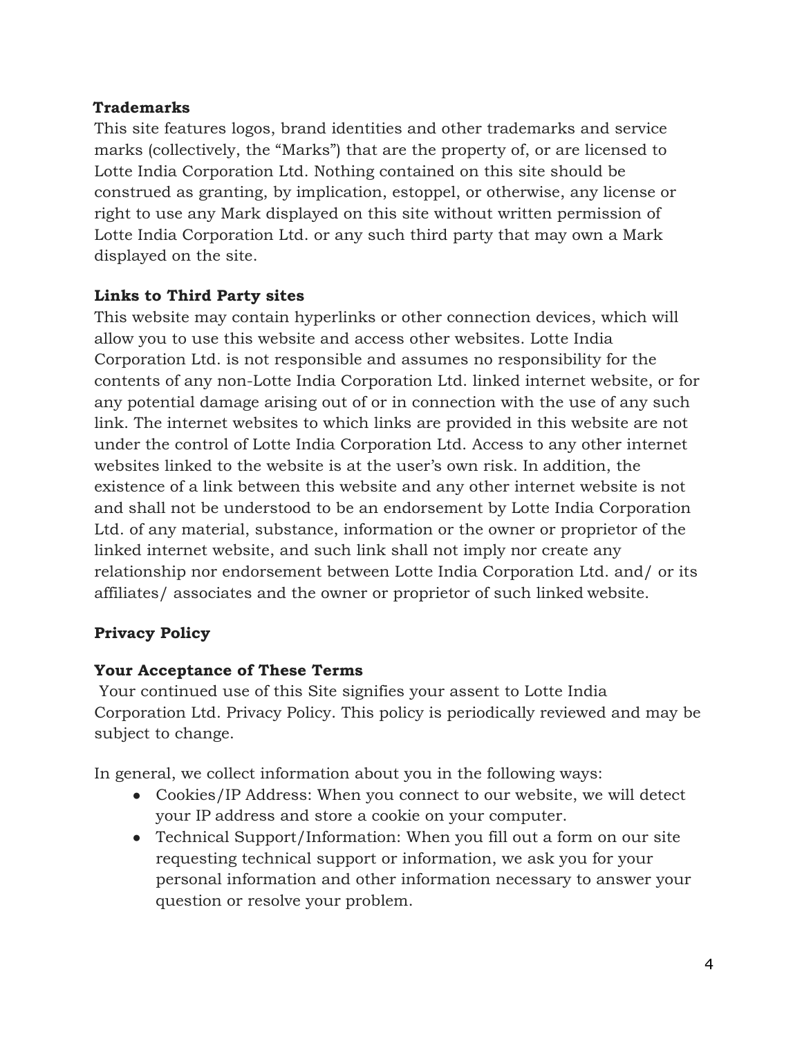**Trademarks**

This site features logos, brand identities and other trademarks and service marks (collectively, the "Marks") that are the property of, or are licensed to Lotte India Corporation Ltd. Nothing contained on this site should be construed as granting, by implication, estoppel, or otherwise, any license or right to use any Mark displayed on this site without written permission of Lotte India Corporation Ltd. or any such third party that may own a Mark displayed on the site.

**Links to Third Party sites**

This website may contain hyperlinks or other connection devices, which will allow you to use this website and access other websites. Lotte India Corporation Ltd. is not responsible and assumes no responsibility for the contents of any non-Lotte India Corporation Ltd. linked internet website, or for any potential damage arising out of or in connection with the use of any such link. The internet websites to which links are provided in this website are not under the control of Lotte India Corporation Ltd. Access to any other internet websites linked to the website is at the user's own risk. In addition, the existence of a link between this website and any other internet website is not and shall not be understood to be an endorsement by Lotte India Corporation Ltd. of any material, substance, information or the owner or proprietor of the linked internet website, and such link shall not imply nor create any relationship nor endorsement between Lotte India Corporation Ltd. and/ or its affiliates/ associates and the owner or proprietor of such linked website.

**Privacy Policy**

**Your Acceptance of These Terms**

Your continued use of this Site signifies your assent to Lotte India Corporation Ltd. Privacy Policy. This policy is periodically reviewed and may be subject to change.

In general, we collect information about you in the following ways:

- Cookies/IP Address: When you connect to our website, we will detect your IP address and store a cookie on your computer.
- Technical Support/Information: When you fill out a form on our site requesting technical support or information, we ask you for your personal information and other information necessary to answer your question or resolve your problem.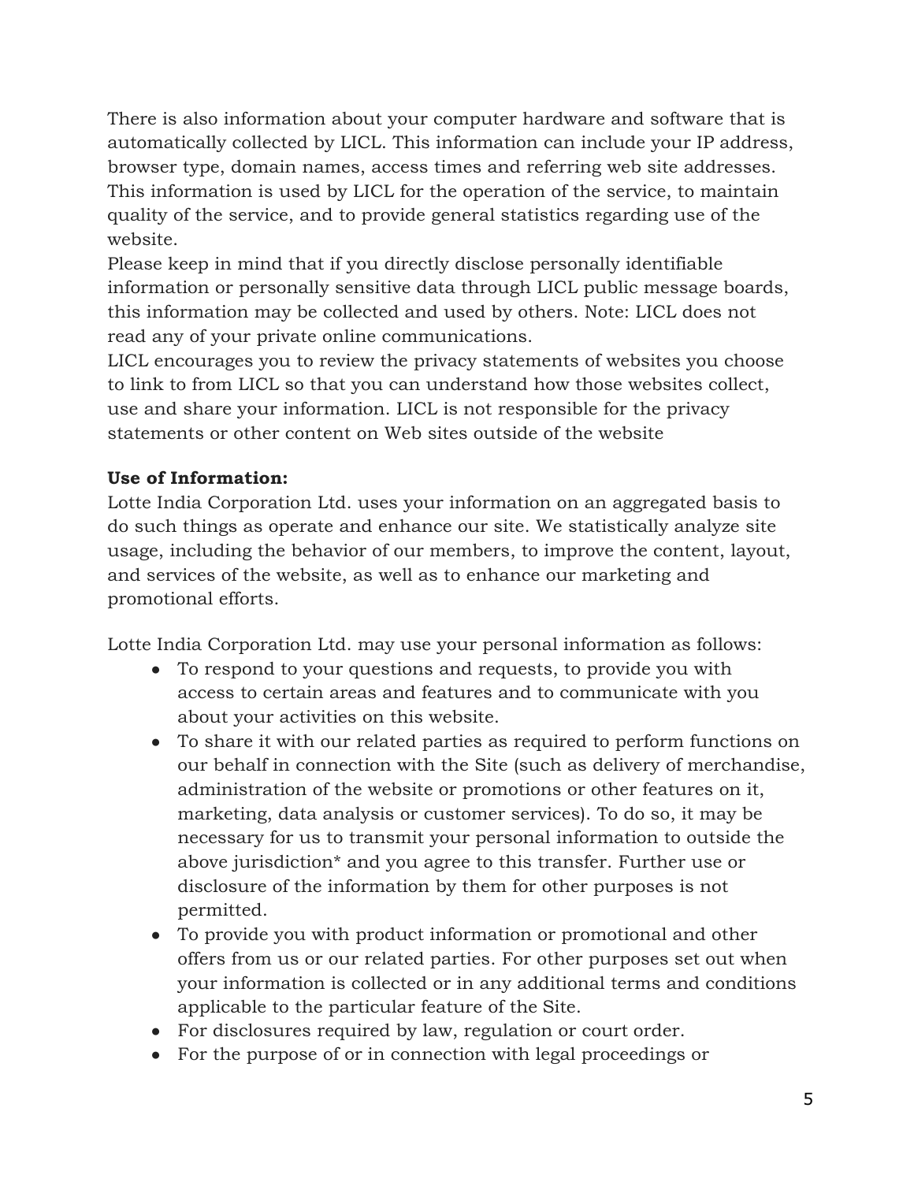There is also information about your computer hardware and software that is automatically collected by LICL. This information can include your IP address, browser type, domain names, access times and referring web site addresses. This information is used by LICL for the operation of the service, to maintain quality of the service, and to provide general statistics regarding use of the website.

Please keep in mind that if you directly disclose personally identifiable information or personally sensitive data through LICL public message boards, this information may be collected and used by others. Note: LICL does not read any of your private online communications.

LICL encourages you to review the privacy statements of websites you choose to link to from LICL so that you can understand how those websites collect, use and share your information. LICL is not responsible for the privacy statements or other content on Web sites outside of the website

**Use of Information:**

Lotte India Corporation Ltd. uses your information on an aggregated basis to do such things as operate and enhance our site. We statistically analyze site usage, including the behavior of our members, to improve the content, layout, and services of the website, as well as to enhance our marketing and promotional efforts.

Lotte India Corporation Ltd. may use your personal information as follows:

- To respond to your questions and requests, to provide you with access to certain areas and features and to communicate with you about your activities on this website.
- To share it with our related parties as required to perform functions on our behalf in connection with the Site (such as delivery of merchandise, administration of the website or promotions or other features on it, marketing, data analysis or customer services). To do so, it may be necessary for us to transmit your personal information to outside the above jurisdiction* and you agree to this transfer. Further use or disclosure of the information by them for other purposes is not permitted.
- To provide you with product information or promotional and other offers from us or our related parties. For other purposes set out when your information is collected or in any additional terms and conditions applicable to the particular feature of the Site.
- For disclosures required by law, regulation or court order.
- For the purpose of or in connection with legal proceedings or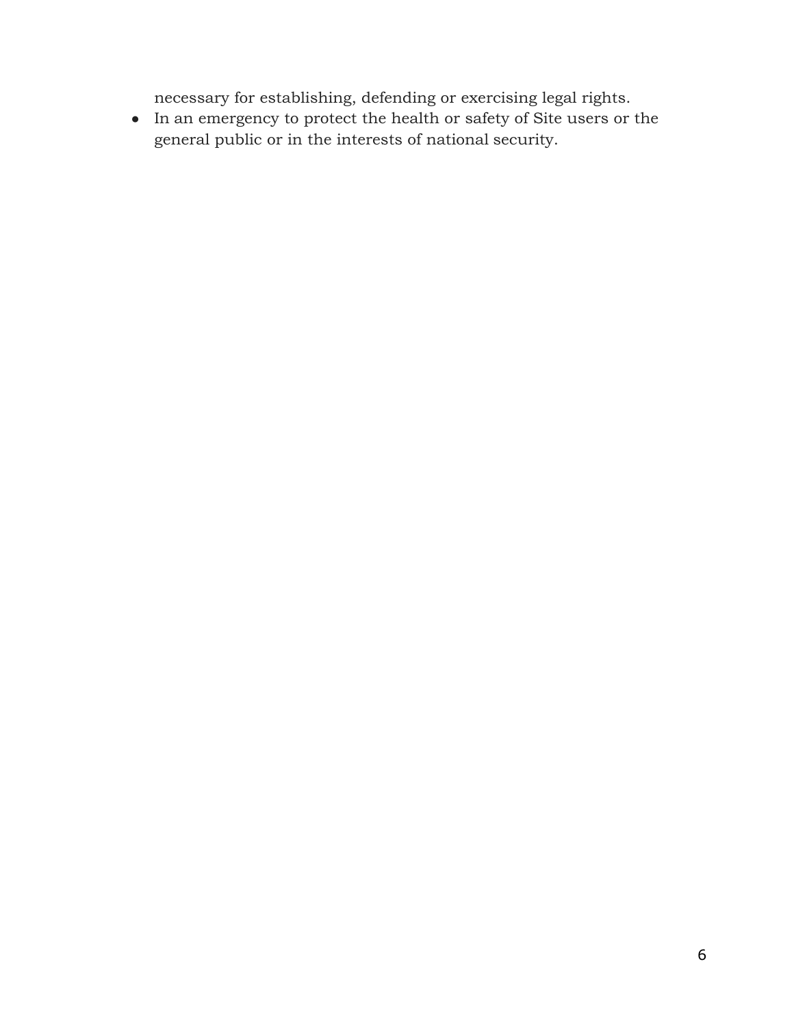necessary for establishing, defending or exercising legal rights.

- In an emergency to protect the health or safety of Site users or the general public or in the interests of national security.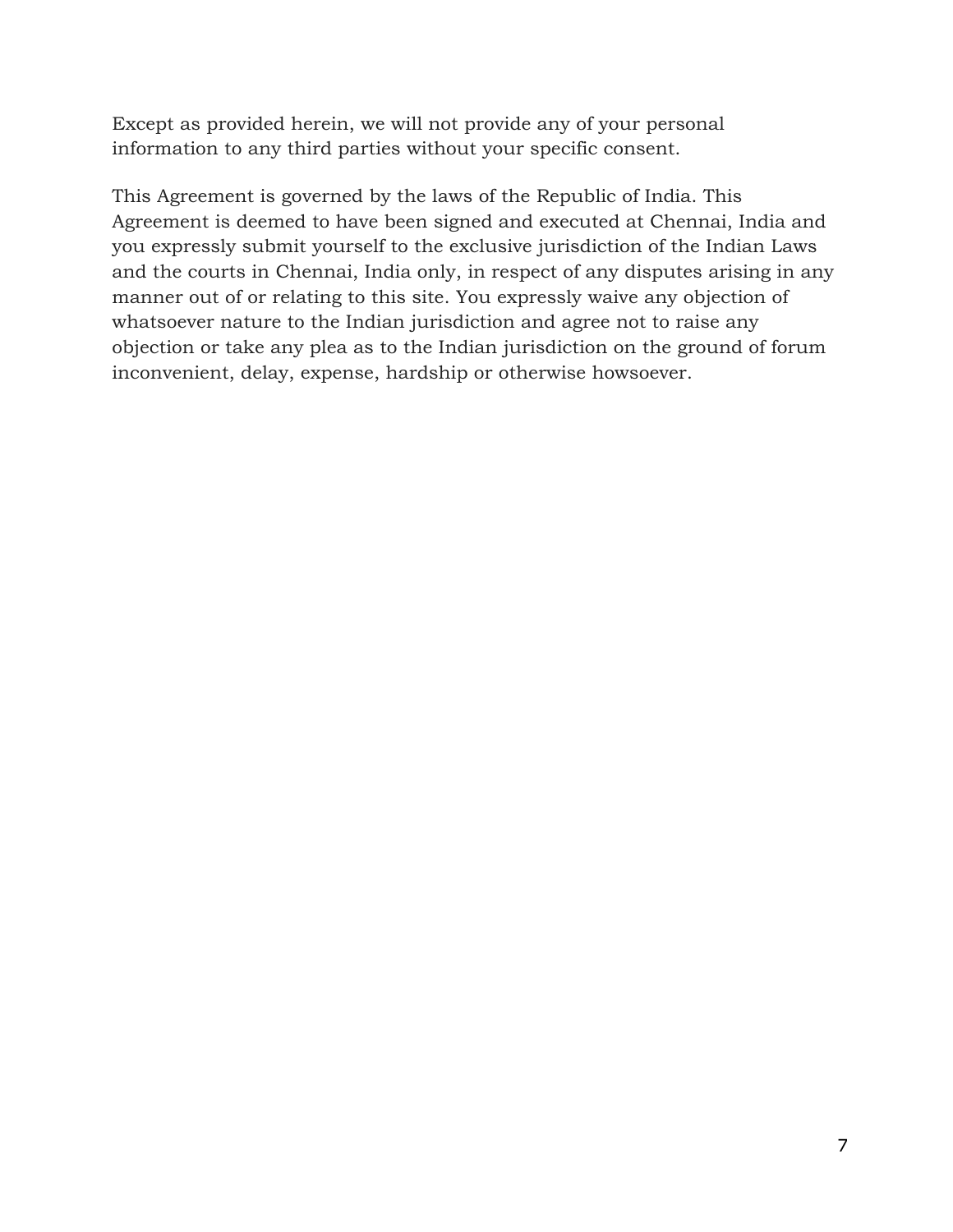Except as provided herein, we will not provide any of your personal information to any third parties without your specific consent.

This Agreement is governed by the laws of the Republic of India. This Agreement is deemed to have been signed and executed at Chennai, India and you expressly submit yourself to the exclusive jurisdiction of the Indian Laws and the courts in Chennai, India only, in respect of any disputes arising in any manner out of or relating to this site. You expressly waive any objection of whatsoever nature to the Indian jurisdiction and agree not to raise any objection or take any plea as to the Indian jurisdiction on the ground of forum inconvenient, delay, expense, hardship or otherwise howsoever.